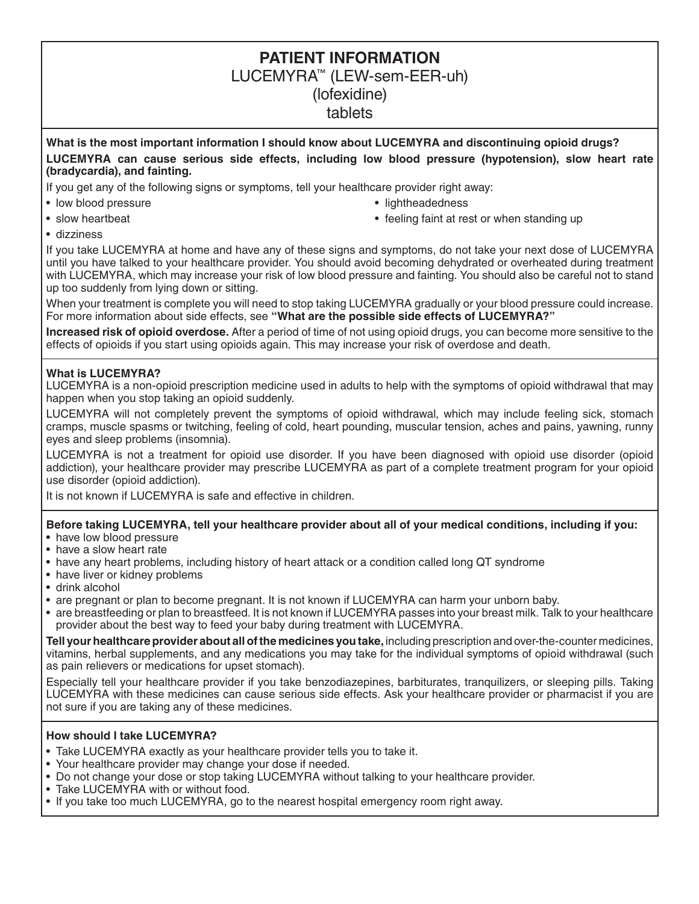# PATIENT INFORMATION

## LUCEMYRA™ (LEW-sem-EER-uh) (lofexidine) tablets

**What is the most important information I should know about LUCEMYRA and discontinuing opioid drugs?**

**LUCEMYRA can cause serious side effects, including low blood pressure (hypotension), slow heart rate (bradycardia), and fainting.**

If you get any of the following signs or symptoms, tell your healthcare provider right away:

- low blood pressure
- slow heartbeat
- dizziness
- lightheadedness
- feeling faint at rest or when standing up

If you take LUCEMYRA at home and have any of these signs and symptoms, do not take your next dose of LUCEMYRA until you have talked to your healthcare provider. You should avoid becoming dehydrated or overheated during treatment with LUCEMYRA, which may increase your risk of low blood pressure and fainting. You should also be careful not to stand up too suddenly from lying down or sitting.

When your treatment is complete you will need to stop taking LUCEMYRA gradually or your blood pressure could increase. For more information about side effects, see **"What are the possible side effects of LUCEMYRA?"**

**Increased risk of opioid overdose.** After a period of time of not using opioid drugs, you can become more sensitive to the effects of opioids if you start using opioids again. This may increase your risk of overdose and death.

**What is LUCEMYRA?**

LUCEMYRA is a non-opioid prescription medicine used in adults to help with the symptoms of opioid withdrawal that may happen when you stop taking an opioid suddenly.

LUCEMYRA will not completely prevent the symptoms of opioid withdrawal, which may include feeling sick, stomach cramps, muscle spasms or twitching, feeling of cold, heart pounding, muscular tension, aches and pains, yawning, runny eyes and sleep problems (insomnia).

LUCEMYRA is not a treatment for opioid use disorder. If you have been diagnosed with opioid use disorder (opioid addiction), your healthcare provider may prescribe LUCEMYRA as part of a complete treatment program for your opioid use disorder (opioid addiction).

It is not known if LUCEMYRA is safe and effective in children.

**Before taking LUCEMYRA, tell your healthcare provider about all of your medical conditions, including if you:**

- have low blood pressure
- have a slow heart rate
- have any heart problems, including history of heart attack or a condition called long QT syndrome
- have liver or kidney problems
- drink alcohol
- are pregnant or plan to become pregnant. It is not known if LUCEMYRA can harm your unborn baby.
- are breastfeeding or plan to breastfeed. It is not known if LUCEMYRA passes into your breast milk. Talk to your healthcare provider about the best way to feed your baby during treatment with LUCEMYRA.

**Tell your healthcare provider about all of the medicines you take,** including prescription and over-the-counter medicines, vitamins, herbal supplements, and any medications you may take for the individual symptoms of opioid withdrawal (such as pain relievers or medications for upset stomach).

Especially tell your healthcare provider if you take benzodiazepines, barbiturates, tranquilizers, or sleeping pills. Taking LUCEMYRA with these medicines can cause serious side effects. Ask your healthcare provider or pharmacist if you are not sure if you are taking any of these medicines.

**How should I take LUCEMYRA?**

- Take LUCEMYRA exactly as your healthcare provider tells you to take it.
- Your healthcare provider may change your dose if needed.
- Do not change your dose or stop taking LUCEMYRA without talking to your healthcare provider.
- Take LUCEMYRA with or without food.
- If you take too much LUCEMYRA, go to the nearest hospital emergency room right away.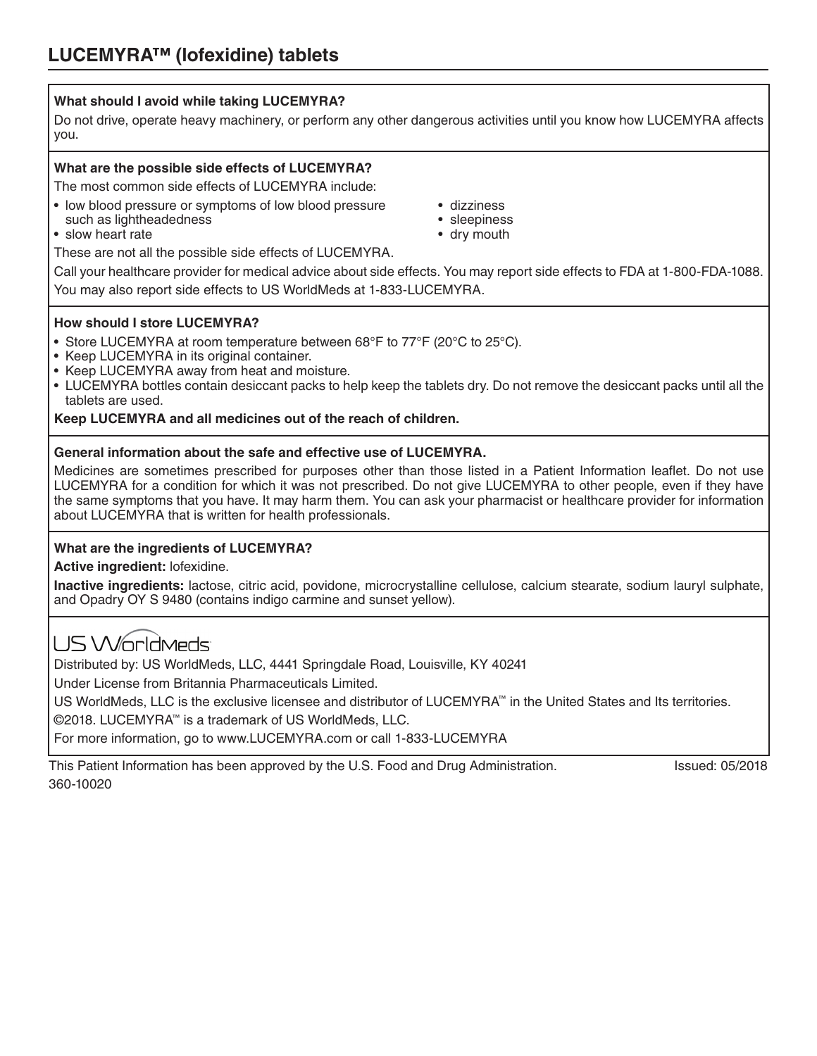## LUCEMYRA™ (lofexidine) tablets

**What should I avoid while taking LUCEMYRA?**

Do not drive, operate heavy machinery, or perform any other dangerous activities until you know how LUCEMYRA affects you.

**What are the possible side effects of LUCEMYRA?**

The most common side effects of LUCEMYRA include:

- low blood pressure or symptoms of low blood pressure such as lightheadedness
- slow heart rate
- dizziness
- sleepiness
- dry mouth

These are not all the possible side effects of LUCEMYRA.

Call your healthcare provider for medical advice about side effects. You may report side effects to FDA at 1-800-FDA-1088. You may also report side effects to US WorldMeds at 1-833-LUCEMYRA.

**How should I store LUCEMYRA?**

- Store LUCEMYRA at room temperature between 68°F to 77°F (20°C to 25°C).
- Keep LUCEMYRA in its original container.
- Keep LUCEMYRA away from heat and moisture.
- LUCEMYRA bottles contain desiccant packs to help keep the tablets dry. Do not remove the desiccant packs until all the tablets are used.

**Keep LUCEMYRA and all medicines out of the reach of children.**

**General information about the safe and effective use of LUCEMYRA.**

Medicines are sometimes prescribed for purposes other than those listed in a Patient Information leaflet. Do not use LUCEMYRA for a condition for which it was not prescribed. Do not give LUCEMYRA to other people, even if they have the same symptoms that you have. It may harm them. You can ask your pharmacist or healthcare provider for information about LUCEMYRA that is written for health professionals.

**What are the ingredients of LUCEMYRA?**

**Active ingredient:** lofexidine.

**Inactive ingredients:** lactose, citric acid, povidone, microcrystalline cellulose, calcium stearate, sodium lauryl sulphate, and Opadry OY S 9480 (contains indigo carmine and sunset yellow).

US WorldMeds

Distributed by: US WorldMeds, LLC, 4441 Springdale Road, Louisville, KY 40241

Under License from Britannia Pharmaceuticals Limited.

US WorldMeds, LLC is the exclusive licensee and distributor of LUCEMYRA™ in the United States and Its territories.

©2018. LUCEMYRA™ is a trademark of US WorldMeds, LLC.

For more information, go to www.LUCEMYRA.com or call 1-833-LUCEMYRA

This Patient Information has been approved by the U.S. Food and Drug Administration. Issued: 05/2018

360-10020